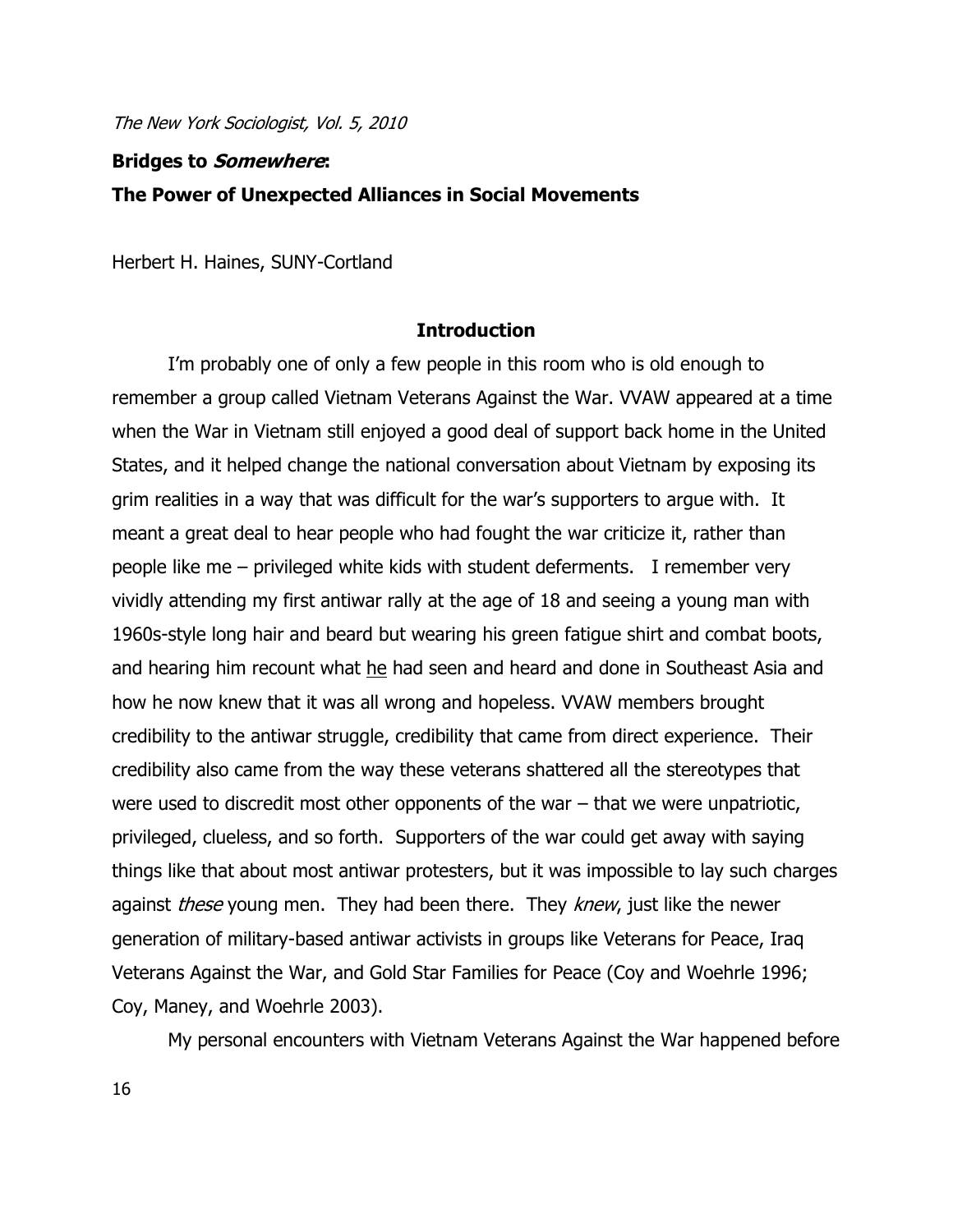# Bridges to *Somewhere*:

## The Power of Unexpected Alliances in Social Movements

Herbert H. Haines, SUNY-Cortland

### Introduction

I'm probably one of only a few people in this room who is old enough to remember a group called Vietnam Veterans Against the War. VVAW appeared at a time when the War in Vietnam still enjoyed a good deal of support back home in the United States, and it helped change the national conversation about Vietnam by exposing its grim realities in a way that was difficult for the war's supporters to argue with. It meant a great deal to hear people who had fought the war criticize it, rather than people like me – privileged white kids with student deferments. I remember very vividly attending my first antiwar rally at the age of 18 and seeing a young man with 1960s-style long hair and beard but wearing his green fatigue shirt and combat boots, and hearing him recount what <u>he</u> had seen and heard and done in Southeast Asia and how he now knew that it was all wrong and hopeless. VVAW members brought credibility to the antiwar struggle, credibility that came from direct experience. Their credibility also came from the way these veterans shattered all the stereotypes that were used to discredit most other opponents of the war – that we were unpatriotic, privileged, clueless, and so forth. Supporters of the war could get away with saying things like that about most antiwar protesters, but it was impossible to lay such charges against *these* young men. They had been there. They *knew*, just like the newer generation of military-based antiwar activists in groups like Veterans for Peace, Iraq Veterans Against the War, and Gold Star Families for Peace (Coy and Woehrle 1996; Coy, Maney, and Woehrle 2003).

My personal encounters with Vietnam Veterans Against the War happened before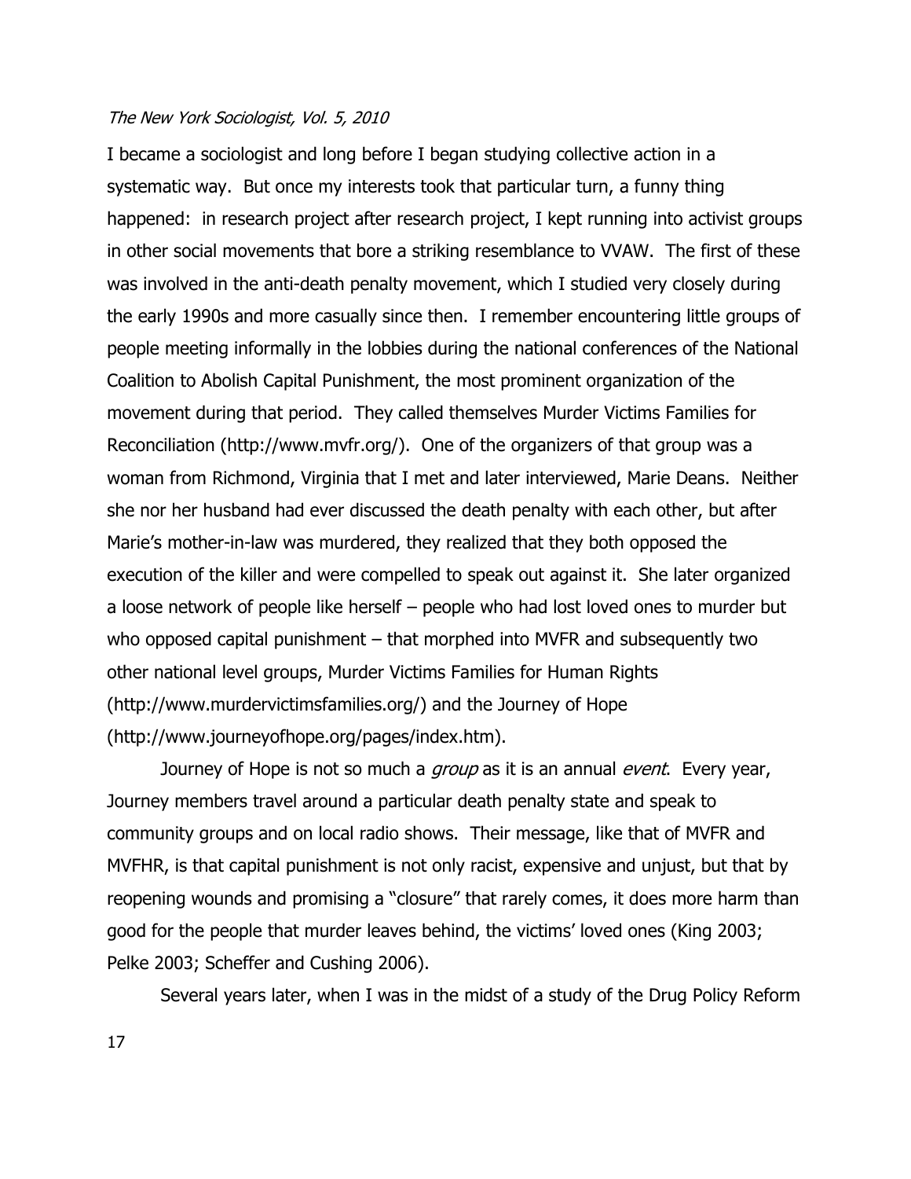I became a sociologist and long before I began studying collective action in a systematic way. But once my interests took that particular turn, a funny thing happened: in research project after research project, I kept running into activist groups in other social movements that bore a striking resemblance to VVAW. The first of these was involved in the anti-death penalty movement, which I studied very closely during the early 1990s and more casually since then. I remember encountering little groups of people meeting informally in the lobbies during the national conferences of the National Coalition to Abolish Capital Punishment, the most prominent organization of the movement during that period. They called themselves Murder Victims Families for Reconciliation (http://www.mvfr.org/). One of the organizers of that group was a woman from Richmond, Virginia that I met and later interviewed, Marie Deans. Neither she nor her husband had ever discussed the death penalty with each other, but after Marie's mother-in-law was murdered, they realized that they both opposed the execution of the killer and were compelled to speak out against it. She later organized a loose network of people like herself – people who had lost loved ones to murder but who opposed capital punishment – that morphed into MVFR and subsequently two other national level groups, Murder Victims Families for Human Rights (http://www.murdervictimsfamilies.org/) and the Journey of Hope (http://www.journeyofhope.org/pages/index.htm).

Journey of Hope is not so much a *group* as it is an annual *event*. Every year, Journey members travel around a particular death penalty state and speak to community groups and on local radio shows. Their message, like that of MVFR and MVFHR, is that capital punishment is not only racist, expensive and unjust, but that by reopening wounds and promising a "closure" that rarely comes, it does more harm than good for the people that murder leaves behind, the victims' loved ones (King 2003; Pelke 2003; Scheffer and Cushing 2006).

Several years later, when I was in the midst of a study of the Drug Policy Reform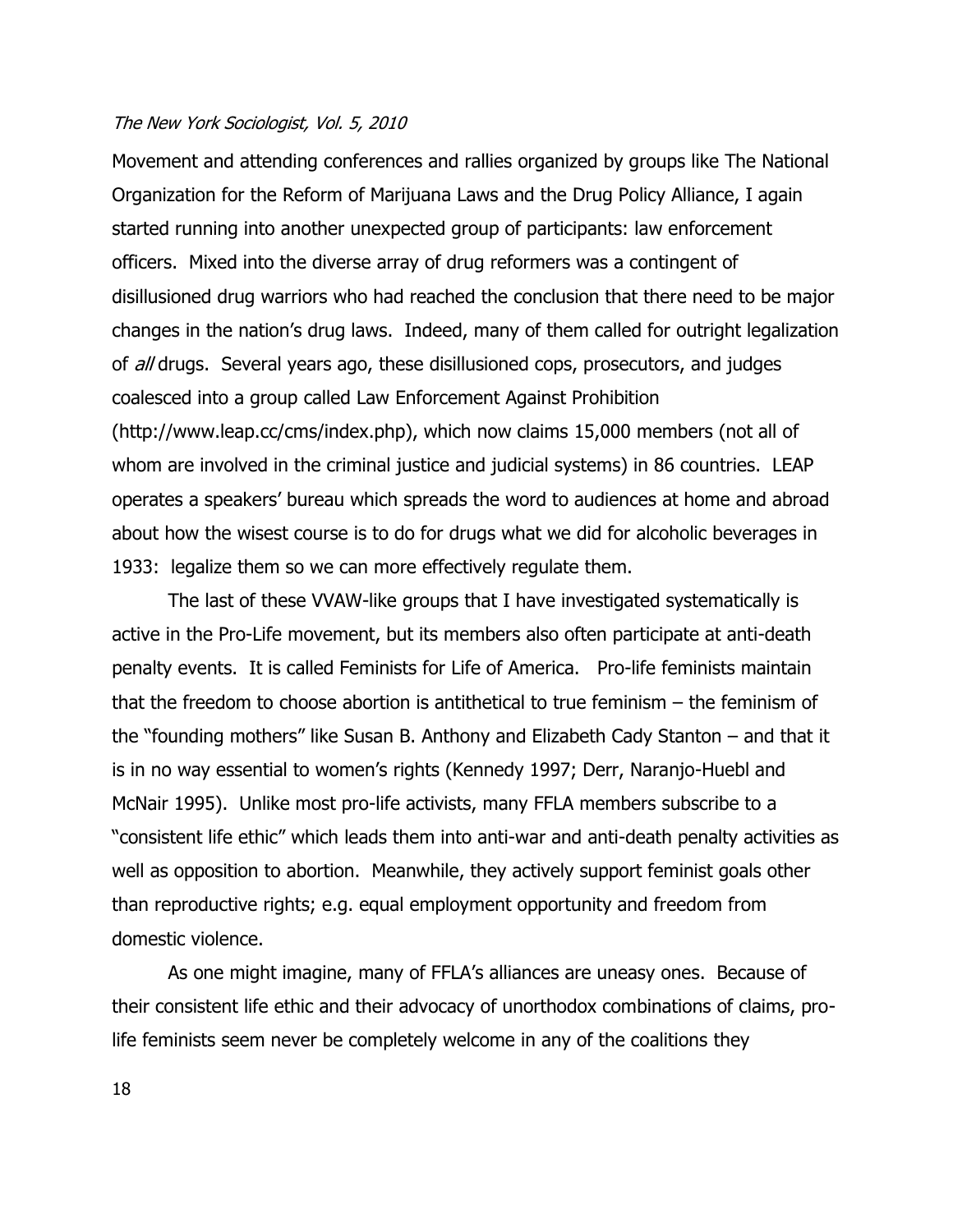Movement and attending conferences and rallies organized by groups like The National Organization for the Reform of Marijuana Laws and the Drug Policy Alliance, I again started running into another unexpected group of participants: law enforcement officers. Mixed into the diverse array of drug reformers was a contingent of disillusioned drug warriors who had reached the conclusion that there need to be major changes in the nation's drug laws. Indeed, many of them called for outright legalization of *all* drugs. Several years ago, these disillusioned cops, prosecutors, and judges coalesced into a group called Law Enforcement Against Prohibition (http://www.leap.cc/cms/index.php), which now claims 15,000 members (not all of whom are involved in the criminal justice and judicial systems) in 86 countries. LEAP operates a speakers' bureau which spreads the word to audiences at home and abroad about how the wisest course is to do for drugs what we did for alcoholic beverages in 1933: legalize them so we can more effectively regulate them.

The last of these VVAW-like groups that I have investigated systematically is active in the Pro-Life movement, but its members also often participate at anti-death penalty events. It is called Feminists for Life of America. Pro-life feminists maintain that the freedom to choose abortion is antithetical to true feminism – the feminism of the "founding mothers" like Susan B. Anthony and Elizabeth Cady Stanton – and that it is in no way essential to women's rights (Kennedy 1997; Derr, Naranjo-Huebl and McNair 1995). Unlike most pro-life activists, many FFLA members subscribe to a "consistent life ethic" which leads them into anti-war and anti-death penalty activities as well as opposition to abortion. Meanwhile, they actively support feminist goals other than reproductive rights; e.g. equal employment opportunity and freedom from domestic violence.

As one might imagine, many of FFLA's alliances are uneasy ones. Because of their consistent life ethic and their advocacy of unorthodox combinations of claims, pro-life feminists seem never be completely welcome in any of the coalitions they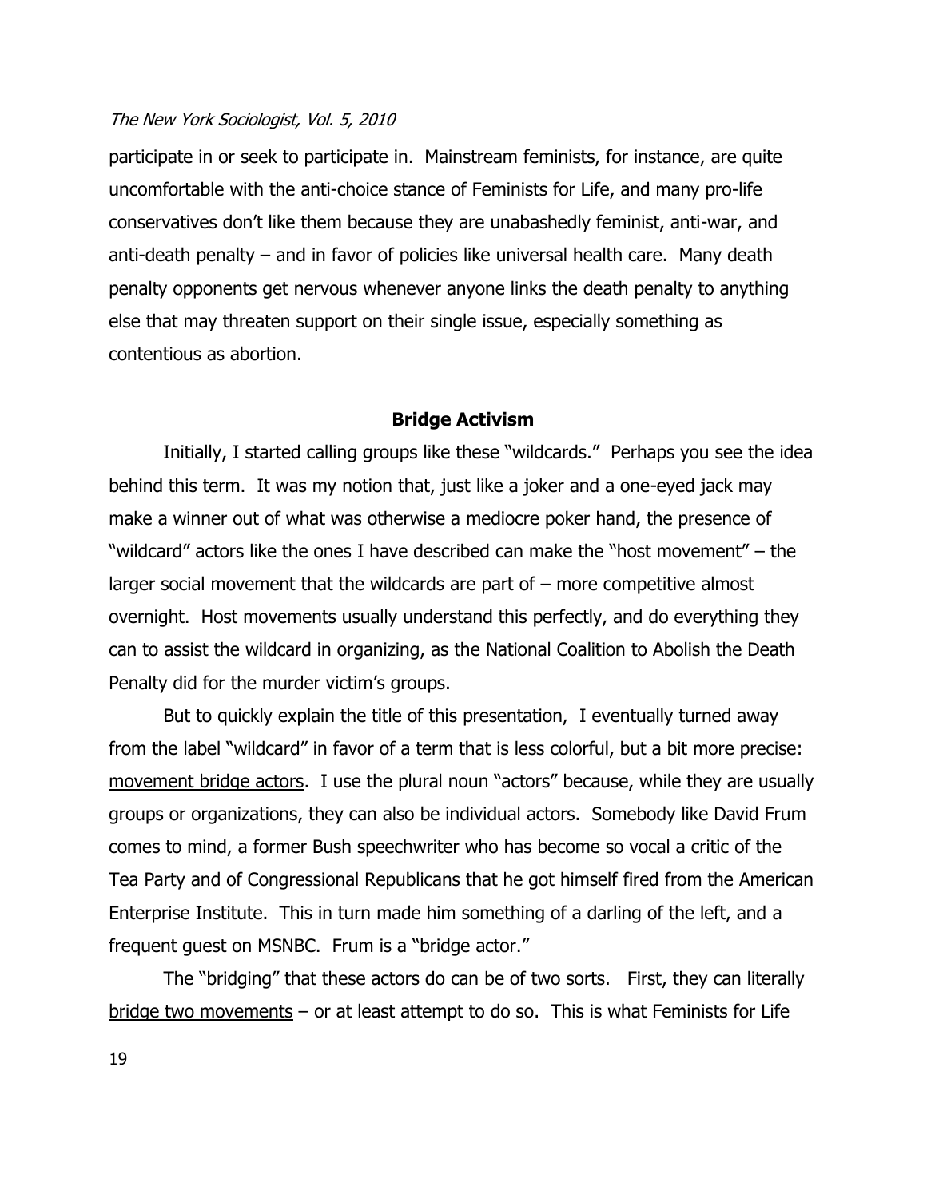participate in or seek to participate in. Mainstream feminists, for instance, are quite uncomfortable with the anti-choice stance of Feminists for Life, and many pro-life conservatives don't like them because they are unabashedly feminist, anti-war, and anti-death penalty – and in favor of policies like universal health care. Many death penalty opponents get nervous whenever anyone links the death penalty to anything else that may threaten support on their single issue, especially something as contentious as abortion.

## Bridge Activism

Initially, I started calling groups like these "wildcards." Perhaps you see the idea behind this term. It was my notion that, just like a joker and a one-eyed jack may make a winner out of what was otherwise a mediocre poker hand, the presence of "wildcard" actors like the ones I have described can make the "host movement" – the larger social movement that the wildcards are part of – more competitive almost overnight. Host movements usually understand this perfectly, and do everything they can to assist the wildcard in organizing, as the National Coalition to Abolish the Death Penalty did for the murder victim's groups.

But to quickly explain the title of this presentation, I eventually turned away from the label "wildcard" in favor of a term that is less colorful, but a bit more precise: <u>movement bridge actors</u>. I use the plural noun "actors" because, while they are usually groups or organizations, they can also be individual actors. Somebody like David Frum comes to mind, a former Bush speechwriter who has become so vocal a critic of the Tea Party and of Congressional Republicans that he got himself fired from the American Enterprise Institute. This in turn made him something of a darling of the left, and a frequent guest on MSNBC. Frum is a "bridge actor."

The "bridging" that these actors do can be of two sorts. First, they can literally <u>bridge two movements</u> – or at least attempt to do so. This is what Feminists for Life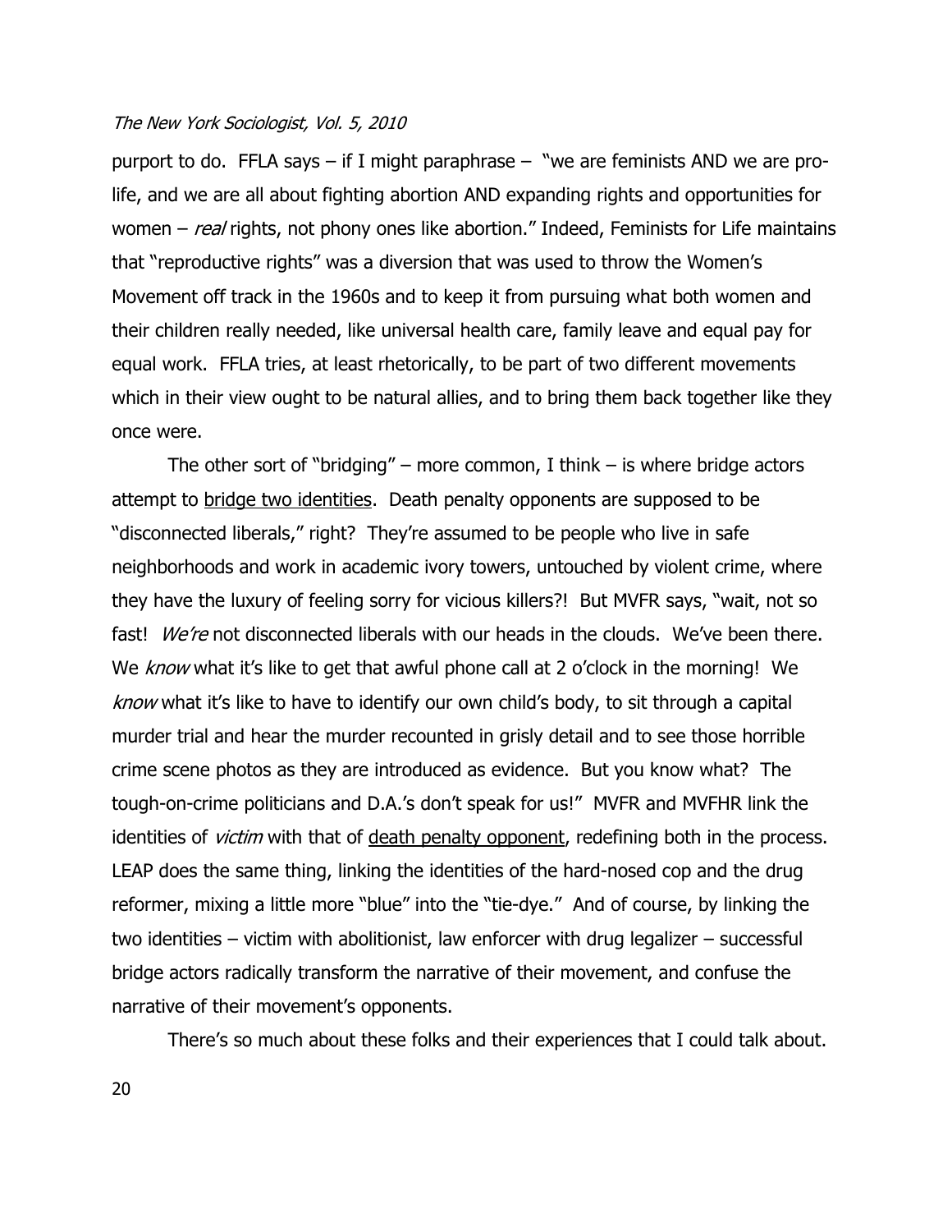purport to do. FFLA says – if I might paraphrase – "we are feminists AND we are pro-life, and we are all about fighting abortion AND expanding rights and opportunities for women – *real* rights, not phony ones like abortion." Indeed, Feminists for Life maintains that "reproductive rights" was a diversion that was used to throw the Women's Movement off track in the 1960s and to keep it from pursuing what both women and their children really needed, like universal health care, family leave and equal pay for equal work. FFLA tries, at least rhetorically, to be part of two different movements which in their view ought to be natural allies, and to bring them back together like they once were.

The other sort of "bridging" – more common, I think – is where bridge actors attempt to <u>bridge two identities</u>. Death penalty opponents are supposed to be "disconnected liberals," right? They're assumed to be people who live in safe neighborhoods and work in academic ivory towers, untouched by violent crime, where they have the luxury of feeling sorry for vicious killers?! But MVFR says, "wait, not so fast! *We're* not disconnected liberals with our heads in the clouds. We've been there. We *know* what it's like to get that awful phone call at 2 o'clock in the morning! We *know* what it's like to have to identify our own child's body, to sit through a capital murder trial and hear the murder recounted in grisly detail and to see those horrible crime scene photos as they are introduced as evidence. But you know what? The tough-on-crime politicians and D.A.'s don't speak for us!" MVFR and MVFHR link the identities of *victim* with that of <u>death penalty opponent</u>, redefining both in the process. LEAP does the same thing, linking the identities of the hard-nosed cop and the drug reformer, mixing a little more "blue" into the "tie-dye." And of course, by linking the two identities – victim with abolitionist, law enforcer with drug legalizer – successful bridge actors radically transform the narrative of their movement, and confuse the narrative of their movement's opponents.

There's so much about these folks and their experiences that I could talk about.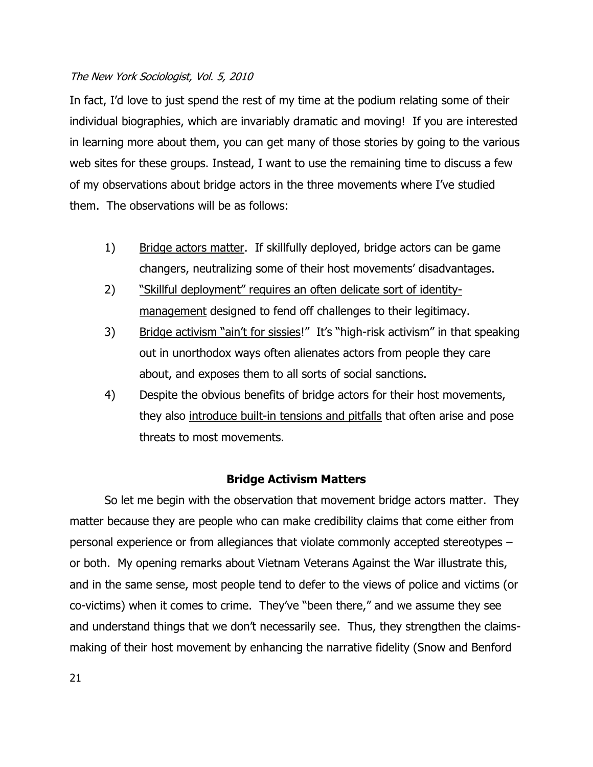In fact, I'd love to just spend the rest of my time at the podium relating some of their individual biographies, which are invariably dramatic and moving! If you are interested in learning more about them, you can get many of those stories by going to the various web sites for these groups. Instead, I want to use the remaining time to discuss a few of my observations about bridge actors in the three movements where I've studied them. The observations will be as follows:

1) <u>Bridge actors matter</u>. If skillfully deployed, bridge actors can be game changers, neutralizing some of their host movements' disadvantages.
2) <u>"Skillful deployment" requires an often delicate sort of identity-management</u> designed to fend off challenges to their legitimacy.
3) <u>Bridge activism "ain't for sissies</u>!" It's "high-risk activism" in that speaking out in unorthodox ways often alienates actors from people they care about, and exposes them to all sorts of social sanctions.
4) Despite the obvious benefits of bridge actors for their host movements, they also <u>introduce built-in tensions and pitfalls</u> that often arise and pose threats to most movements.

## Bridge Activism Matters

So let me begin with the observation that movement bridge actors matter. They matter because they are people who can make credibility claims that come either from personal experience or from allegiances that violate commonly accepted stereotypes – or both. My opening remarks about Vietnam Veterans Against the War illustrate this, and in the same sense, most people tend to defer to the views of police and victims (or co-victims) when it comes to crime. They've "been there," and we assume they see and understand things that we don't necessarily see. Thus, they strengthen the claims-making of their host movement by enhancing the narrative fidelity (Snow and Benford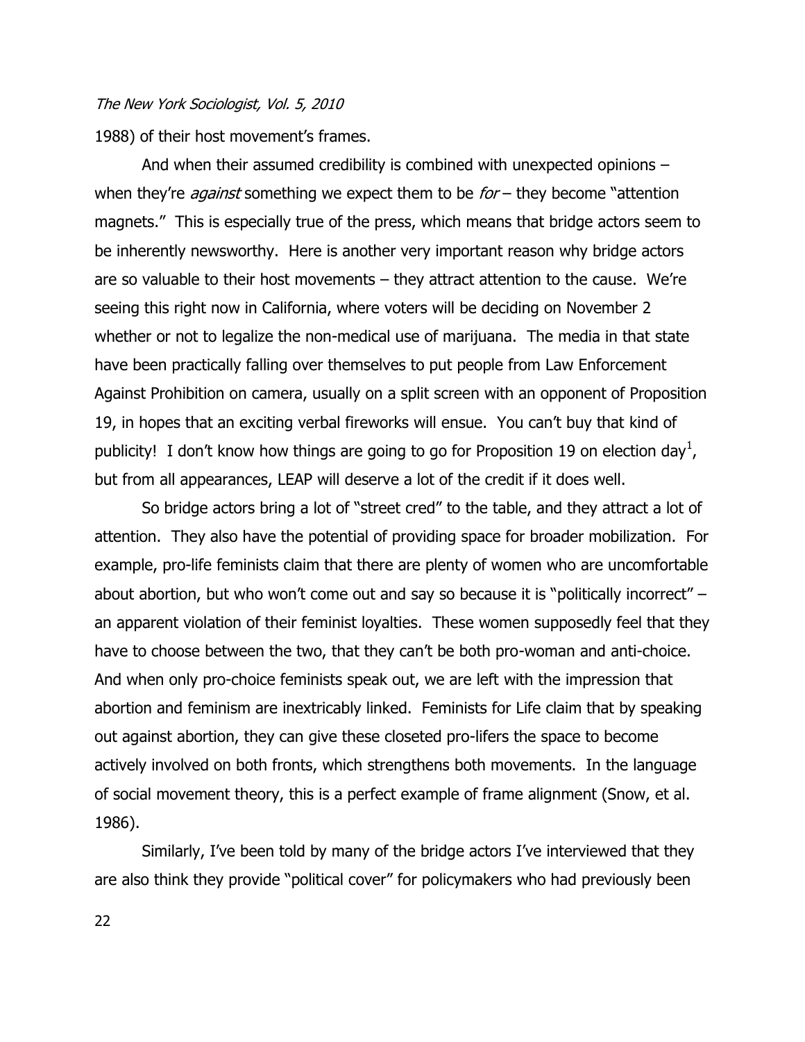1988) of their host movement's frames.

And when their assumed credibility is combined with unexpected opinions – when they're *against* something we expect them to be *for* – they become "attention magnets." This is especially true of the press, which means that bridge actors seem to be inherently newsworthy. Here is another very important reason why bridge actors are so valuable to their host movements – they attract attention to the cause. We're seeing this right now in California, where voters will be deciding on November 2 whether or not to legalize the non-medical use of marijuana. The media in that state have been practically falling over themselves to put people from Law Enforcement Against Prohibition on camera, usually on a split screen with an opponent of Proposition 19, in hopes that an exciting verbal fireworks will ensue. You can't buy that kind of publicity! I don't know how things are going to go for Proposition 19 on election day[1], but from all appearances, LEAP will deserve a lot of the credit if it does well.

So bridge actors bring a lot of "street cred" to the table, and they attract a lot of attention. They also have the potential of providing space for broader mobilization. For example, pro-life feminists claim that there are plenty of women who are uncomfortable about abortion, but who won't come out and say so because it is "politically incorrect" – an apparent violation of their feminist loyalties. These women supposedly feel that they have to choose between the two, that they can't be both pro-woman and anti-choice. And when only pro-choice feminists speak out, we are left with the impression that abortion and feminism are inextricably linked. Feminists for Life claim that by speaking out against abortion, they can give these closeted pro-lifers the space to become actively involved on both fronts, which strengthens both movements. In the language of social movement theory, this is a perfect example of frame alignment (Snow, et al. 1986).

Similarly, I've been told by many of the bridge actors I've interviewed that they are also think they provide "political cover" for policymakers who had previously been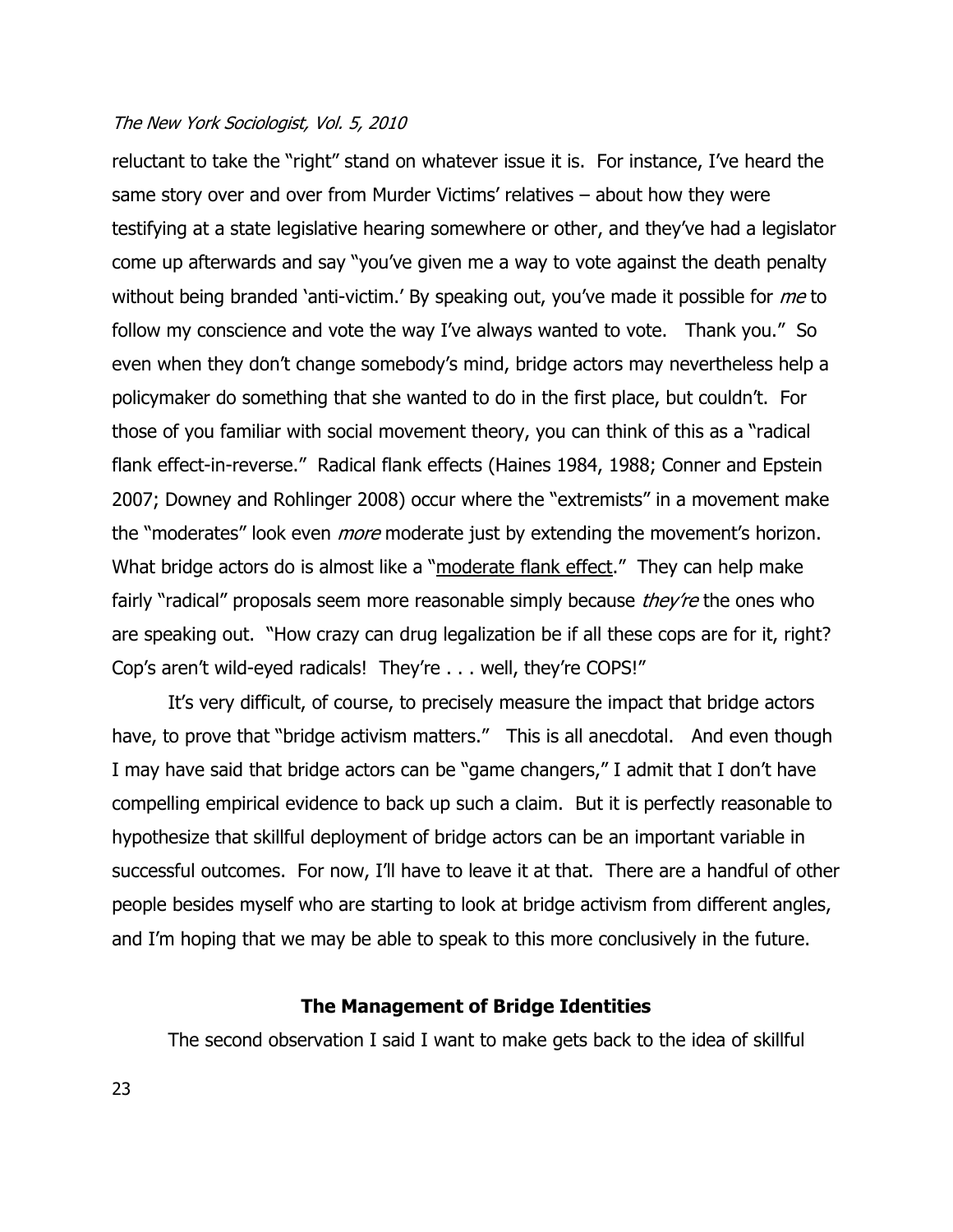reluctant to take the "right" stand on whatever issue it is. For instance, I've heard the same story over and over from Murder Victims' relatives – about how they were testifying at a state legislative hearing somewhere or other, and they've had a legislator come up afterwards and say "you've given me a way to vote against the death penalty without being branded 'anti-victim.' By speaking out, you've made it possible for *me* to follow my conscience and vote the way I've always wanted to vote. Thank you." So even when they don't change somebody's mind, bridge actors may nevertheless help a policymaker do something that she wanted to do in the first place, but couldn't. For those of you familiar with social movement theory, you can think of this as a "radical flank effect-in-reverse." Radical flank effects (Haines 1984, 1988; Conner and Epstein 2007; Downey and Rohlinger 2008) occur where the "extremists" in a movement make the "moderates" look even *more* moderate just by extending the movement's horizon. What bridge actors do is almost like a "moderate flank effect." They can help make fairly "radical" proposals seem more reasonable simply because *they're* the ones who are speaking out. "How crazy can drug legalization be if all these cops are for it, right? Cop's aren't wild-eyed radicals! They're . . . well, they're COPS!"

It's very difficult, of course, to precisely measure the impact that bridge actors have, to prove that "bridge activism matters." This is all anecdotal. And even though I may have said that bridge actors can be "game changers," I admit that I don't have compelling empirical evidence to back up such a claim. But it is perfectly reasonable to hypothesize that skillful deployment of bridge actors can be an important variable in successful outcomes. For now, I'll have to leave it at that. There are a handful of other people besides myself who are starting to look at bridge activism from different angles, and I'm hoping that we may be able to speak to this more conclusively in the future.

## The Management of Bridge Identities

The second observation I said I want to make gets back to the idea of skillful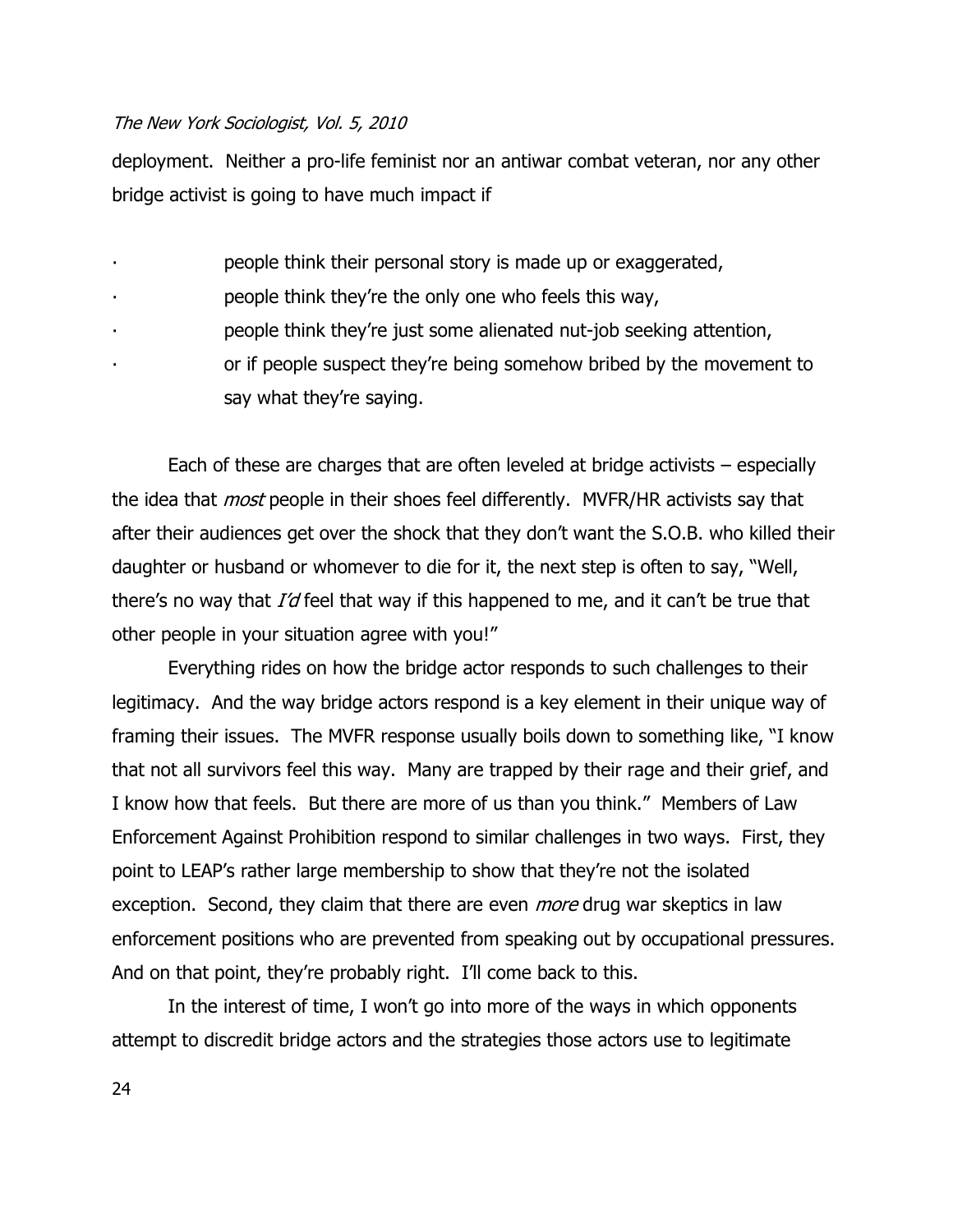deployment. Neither a pro-life feminist nor an antiwar combat veteran, nor any other bridge activist is going to have much impact if

- people think their personal story is made up or exaggerated,
- people think they're the only one who feels this way,
- people think they're just some alienated nut-job seeking attention,
- or if people suspect they're being somehow bribed by the movement to say what they're saying.

Each of these are charges that are often leveled at bridge activists – especially the idea that *most* people in their shoes feel differently. MVFR/HR activists say that after their audiences get over the shock that they don't want the S.O.B. who killed their daughter or husband or whomever to die for it, the next step is often to say, "Well, there's no way that *I'd* feel that way if this happened to me, and it can't be true that other people in your situation agree with you!"

Everything rides on how the bridge actor responds to such challenges to their legitimacy. And the way bridge actors respond is a key element in their unique way of framing their issues. The MVFR response usually boils down to something like, "I know that not all survivors feel this way. Many are trapped by their rage and their grief, and I know how that feels. But there are more of us than you think." Members of Law Enforcement Against Prohibition respond to similar challenges in two ways. First, they point to LEAP's rather large membership to show that they're not the isolated exception. Second, they claim that there are even *more* drug war skeptics in law enforcement positions who are prevented from speaking out by occupational pressures. And on that point, they're probably right. I'll come back to this.

In the interest of time, I won't go into more of the ways in which opponents attempt to discredit bridge actors and the strategies those actors use to legitimate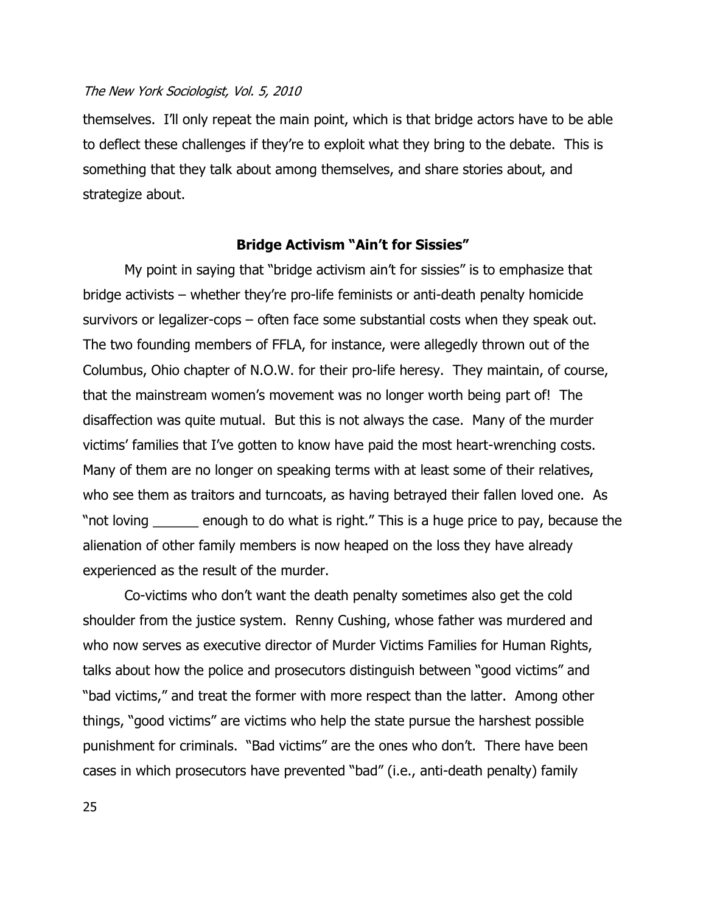themselves. I'll only repeat the main point, which is that bridge actors have to be able to deflect these challenges if they're to exploit what they bring to the debate. This is something that they talk about among themselves, and share stories about, and strategize about.

### Bridge Activism "Ain't for Sissies"

My point in saying that "bridge activism ain't for sissies" is to emphasize that bridge activists – whether they're pro-life feminists or anti-death penalty homicide survivors or legalizer-cops – often face some substantial costs when they speak out. The two founding members of FFLA, for instance, were allegedly thrown out of the Columbus, Ohio chapter of N.O.W. for their pro-life heresy. They maintain, of course, that the mainstream women's movement was no longer worth being part of! The disaffection was quite mutual. But this is not always the case. Many of the murder victims' families that I've gotten to know have paid the most heart-wrenching costs. Many of them are no longer on speaking terms with at least some of their relatives, who see them as traitors and turncoats, as having betrayed their fallen loved one. As "not loving ______ enough to do what is right." This is a huge price to pay, because the alienation of other family members is now heaped on the loss they have already experienced as the result of the murder.

Co-victims who don't want the death penalty sometimes also get the cold shoulder from the justice system. Renny Cushing, whose father was murdered and who now serves as executive director of Murder Victims Families for Human Rights, talks about how the police and prosecutors distinguish between "good victims" and "bad victims," and treat the former with more respect than the latter. Among other things, "good victims" are victims who help the state pursue the harshest possible punishment for criminals. "Bad victims" are the ones who don't. There have been cases in which prosecutors have prevented "bad" (i.e., anti-death penalty) family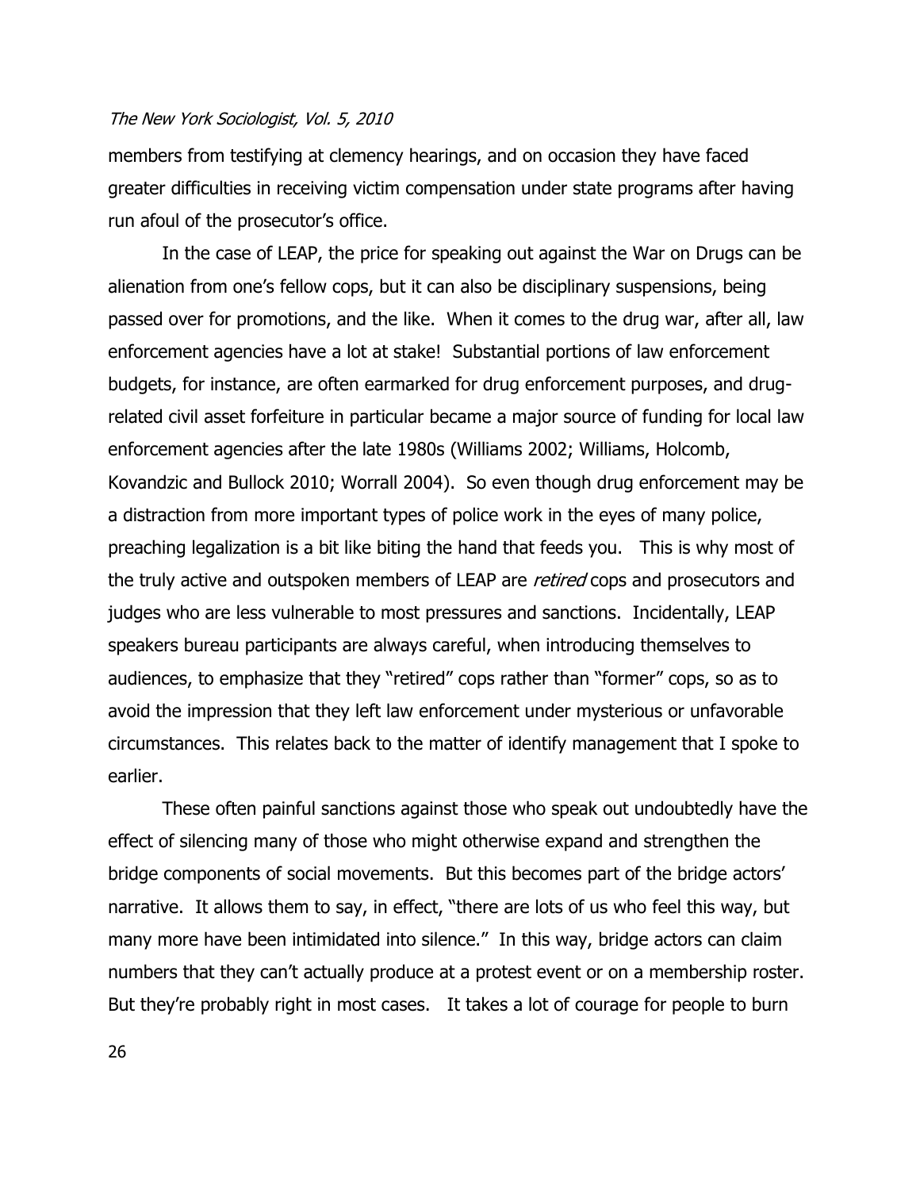members from testifying at clemency hearings, and on occasion they have faced greater difficulties in receiving victim compensation under state programs after having run afoul of the prosecutor's office.

In the case of LEAP, the price for speaking out against the War on Drugs can be alienation from one's fellow cops, but it can also be disciplinary suspensions, being passed over for promotions, and the like. When it comes to the drug war, after all, law enforcement agencies have a lot at stake! Substantial portions of law enforcement budgets, for instance, are often earmarked for drug enforcement purposes, and drug-related civil asset forfeiture in particular became a major source of funding for local law enforcement agencies after the late 1980s (Williams 2002; Williams, Holcomb, Kovandzic and Bullock 2010; Worrall 2004). So even though drug enforcement may be a distraction from more important types of police work in the eyes of many police, preaching legalization is a bit like biting the hand that feeds you. This is why most of the truly active and outspoken members of LEAP are *retired* cops and prosecutors and judges who are less vulnerable to most pressures and sanctions. Incidentally, LEAP speakers bureau participants are always careful, when introducing themselves to audiences, to emphasize that they "retired" cops rather than "former" cops, so as to avoid the impression that they left law enforcement under mysterious or unfavorable circumstances. This relates back to the matter of identify management that I spoke to earlier.

These often painful sanctions against those who speak out undoubtedly have the effect of silencing many of those who might otherwise expand and strengthen the bridge components of social movements. But this becomes part of the bridge actors' narrative. It allows them to say, in effect, "there are lots of us who feel this way, but many more have been intimidated into silence." In this way, bridge actors can claim numbers that they can't actually produce at a protest event or on a membership roster. But they're probably right in most cases. It takes a lot of courage for people to burn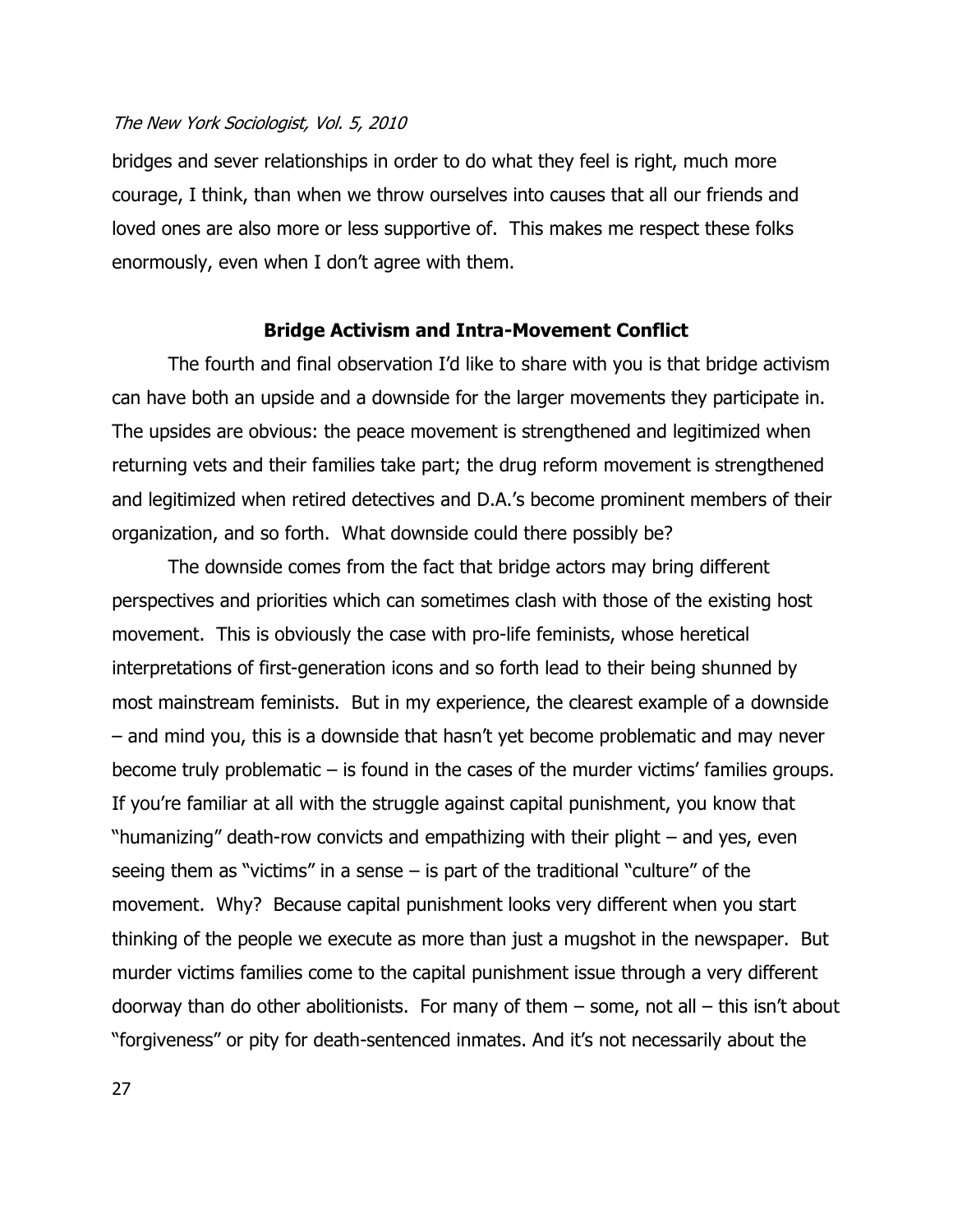bridges and sever relationships in order to do what they feel is right, much more courage, I think, than when we throw ourselves into causes that all our friends and loved ones are also more or less supportive of. This makes me respect these folks enormously, even when I don't agree with them.

## Bridge Activism and Intra-Movement Conflict

The fourth and final observation I'd like to share with you is that bridge activism can have both an upside and a downside for the larger movements they participate in. The upsides are obvious: the peace movement is strengthened and legitimized when returning vets and their families take part; the drug reform movement is strengthened and legitimized when retired detectives and D.A.'s become prominent members of their organization, and so forth. What downside could there possibly be?

The downside comes from the fact that bridge actors may bring different perspectives and priorities which can sometimes clash with those of the existing host movement. This is obviously the case with pro-life feminists, whose heretical interpretations of first-generation icons and so forth lead to their being shunned by most mainstream feminists. But in my experience, the clearest example of a downside – and mind you, this is a downside that hasn't yet become problematic and may never become truly problematic – is found in the cases of the murder victims' families groups. If you're familiar at all with the struggle against capital punishment, you know that "humanizing" death-row convicts and empathizing with their plight – and yes, even seeing them as "victims" in a sense – is part of the traditional "culture" of the movement. Why? Because capital punishment looks very different when you start thinking of the people we execute as more than just a mugshot in the newspaper. But murder victims families come to the capital punishment issue through a very different doorway than do other abolitionists. For many of them – some, not all – this isn't about "forgiveness" or pity for death-sentenced inmates. And it's not necessarily about the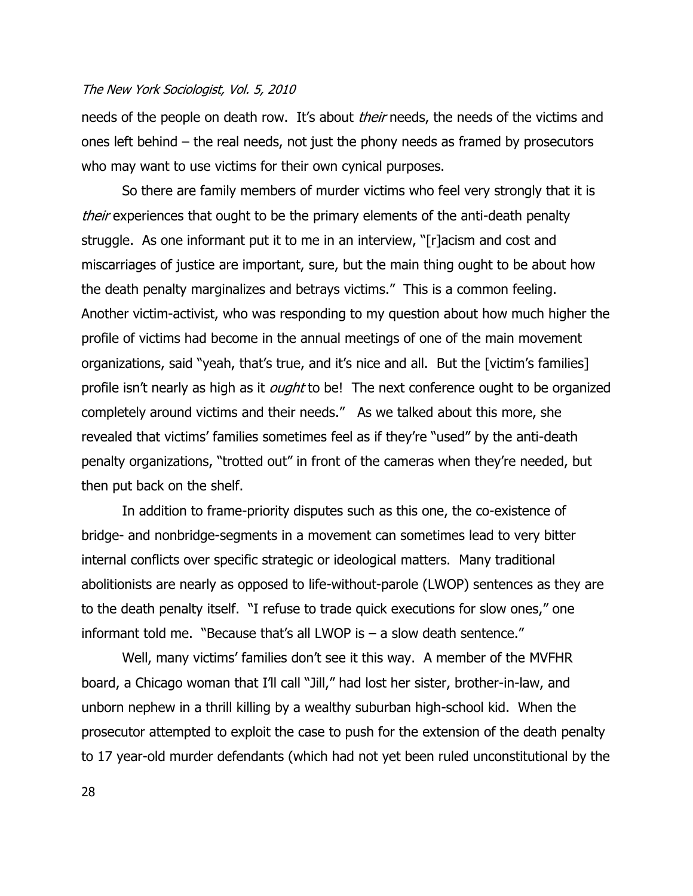needs of the people on death row. It's about *their* needs, the needs of the victims and ones left behind – the real needs, not just the phony needs as framed by prosecutors who may want to use victims for their own cynical purposes.

So there are family members of murder victims who feel very strongly that it is *their* experiences that ought to be the primary elements of the anti-death penalty struggle. As one informant put it to me in an interview, "[r]acism and cost and miscarriages of justice are important, sure, but the main thing ought to be about how the death penalty marginalizes and betrays victims." This is a common feeling. Another victim-activist, who was responding to my question about how much higher the profile of victims had become in the annual meetings of one of the main movement organizations, said "yeah, that's true, and it's nice and all. But the [victim's families] profile isn't nearly as high as it *ought* to be! The next conference ought to be organized completely around victims and their needs." As we talked about this more, she revealed that victims' families sometimes feel as if they're "used" by the anti-death penalty organizations, "trotted out" in front of the cameras when they're needed, but then put back on the shelf.

In addition to frame-priority disputes such as this one, the co-existence of bridge- and nonbridge-segments in a movement can sometimes lead to very bitter internal conflicts over specific strategic or ideological matters. Many traditional abolitionists are nearly as opposed to life-without-parole (LWOP) sentences as they are to the death penalty itself. "I refuse to trade quick executions for slow ones," one informant told me. "Because that's all LWOP is – a slow death sentence."

Well, many victims' families don't see it this way. A member of the MVFHR board, a Chicago woman that I'll call "Jill," had lost her sister, brother-in-law, and unborn nephew in a thrill killing by a wealthy suburban high-school kid. When the prosecutor attempted to exploit the case to push for the extension of the death penalty to 17 year-old murder defendants (which had not yet been ruled unconstitutional by the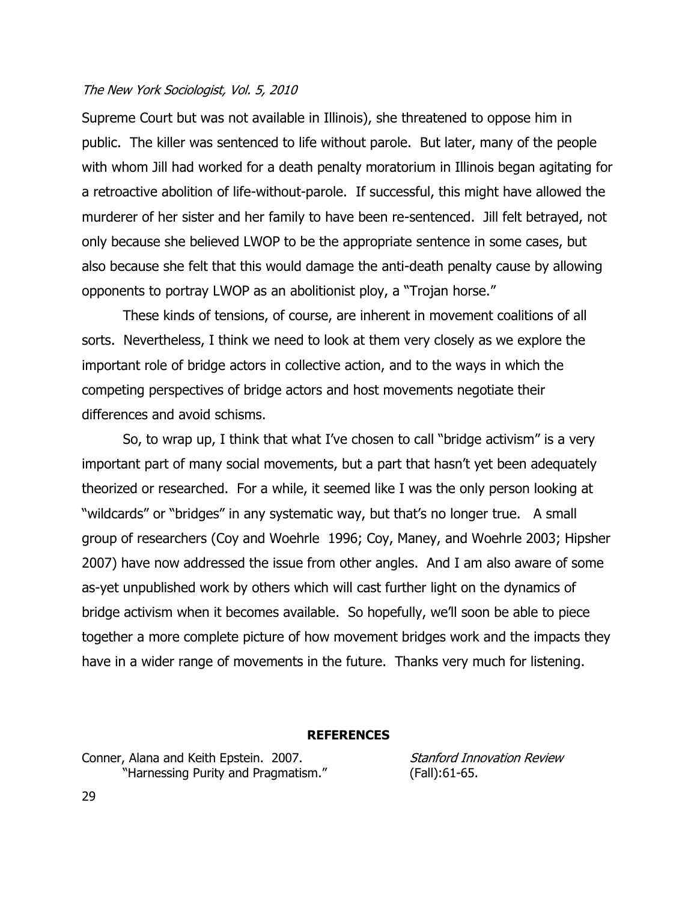Supreme Court but was not available in Illinois), she threatened to oppose him in public. The killer was sentenced to life without parole. But later, many of the people with whom Jill had worked for a death penalty moratorium in Illinois began agitating for a retroactive abolition of life-without-parole. If successful, this might have allowed the murderer of her sister and her family to have been re-sentenced. Jill felt betrayed, not only because she believed LWOP to be the appropriate sentence in some cases, but also because she felt that this would damage the anti-death penalty cause by allowing opponents to portray LWOP as an abolitionist ploy, a "Trojan horse."

These kinds of tensions, of course, are inherent in movement coalitions of all sorts. Nevertheless, I think we need to look at them very closely as we explore the important role of bridge actors in collective action, and to the ways in which the competing perspectives of bridge actors and host movements negotiate their differences and avoid schisms.

So, to wrap up, I think that what I've chosen to call "bridge activism" is a very important part of many social movements, but a part that hasn't yet been adequately theorized or researched. For a while, it seemed like I was the only person looking at "wildcards" or "bridges" in any systematic way, but that's no longer true. A small group of researchers (Coy and Woehrle 1996; Coy, Maney, and Woehrle 2003; Hipsher 2007) have now addressed the issue from other angles. And I am also aware of some as-yet unpublished work by others which will cast further light on the dynamics of bridge activism when it becomes available. So hopefully, we'll soon be able to piece together a more complete picture of how movement bridges work and the impacts they have in a wider range of movements in the future. Thanks very much for listening.

## REFERENCES

Conner, Alana and Keith Epstein. 2007. "Harnessing Purity and Pragmatism." *Stanford Innovation Review* (Fall):61-65.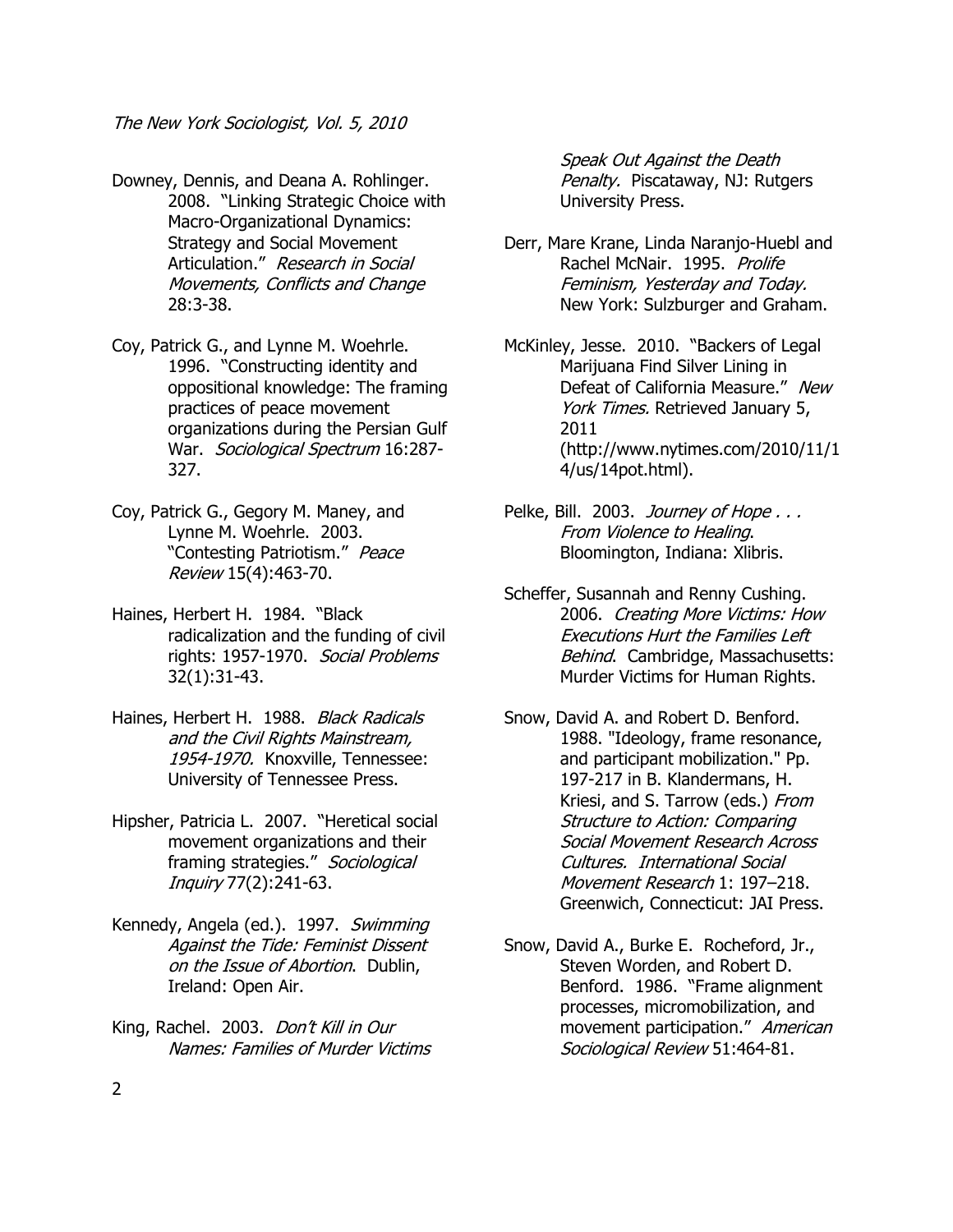Downey, Dennis, and Deana A. Rohlinger. 2008. "Linking Strategic Choice with Macro-Organizational Dynamics: Strategy and Social Movement Articulation." *Research in Social Movements, Conflicts and Change* 28:3-38.

Coy, Patrick G., and Lynne M. Woehrle. 1996. "Constructing identity and oppositional knowledge: The framing practices of peace movement organizations during the Persian Gulf War. *Sociological Spectrum* 16:287-327.

Coy, Patrick G., Gegory M. Maney, and Lynne M. Woehrle. 2003. "Contesting Patriotism." *Peace Review* 15(4):463-70.

Haines, Herbert H. 1984. "Black radicalization and the funding of civil rights: 1957-1970. *Social Problems* 32(1):31-43.

Haines, Herbert H. 1988. *Black Radicals and the Civil Rights Mainstream, 1954-1970.* Knoxville, Tennessee: University of Tennessee Press.

Hipsher, Patricia L. 2007. "Heretical social movement organizations and their framing strategies." *Sociological Inquiry* 77(2):241-63.

Kennedy, Angela (ed.). 1997. *Swimming Against the Tide: Feminist Dissent on the Issue of Abortion*. Dublin, Ireland: Open Air.

King, Rachel. 2003. *Don't Kill in Our Names: Families of Murder Victims Speak Out Against the Death Penalty.* Piscataway, NJ: Rutgers University Press.

Derr, Mare Krane, Linda Naranjo-Huebl and Rachel McNair. 1995. *Prolife Feminism, Yesterday and Today.* New York: Sulzburger and Graham.

McKinley, Jesse. 2010. "Backers of Legal Marijuana Find Silver Lining in Defeat of California Measure." *New York Times.* Retrieved January 5, 2011 (http://www.nytimes.com/2010/11/14/us/14pot.html).

Pelke, Bill. 2003. *Journey of Hope . . . From Violence to Healing*. Bloomington, Indiana: Xlibris.

Scheffer, Susannah and Renny Cushing. 2006. *Creating More Victims: How Executions Hurt the Families Left Behind*. Cambridge, Massachusetts: Murder Victims for Human Rights.

Snow, David A. and Robert D. Benford. 1988. "Ideology, frame resonance, and participant mobilization." Pp. 197-217 in B. Klandermans, H. Kriesi, and S. Tarrow (eds.) *From Structure to Action: Comparing Social Movement Research Across Cultures. International Social Movement Research* 1: 197–218. Greenwich, Connecticut: JAI Press.

Snow, David A., Burke E. Rocheford, Jr., Steven Worden, and Robert D. Benford. 1986. "Frame alignment processes, micromobilization, and movement participation." *American Sociological Review* 51:464-81.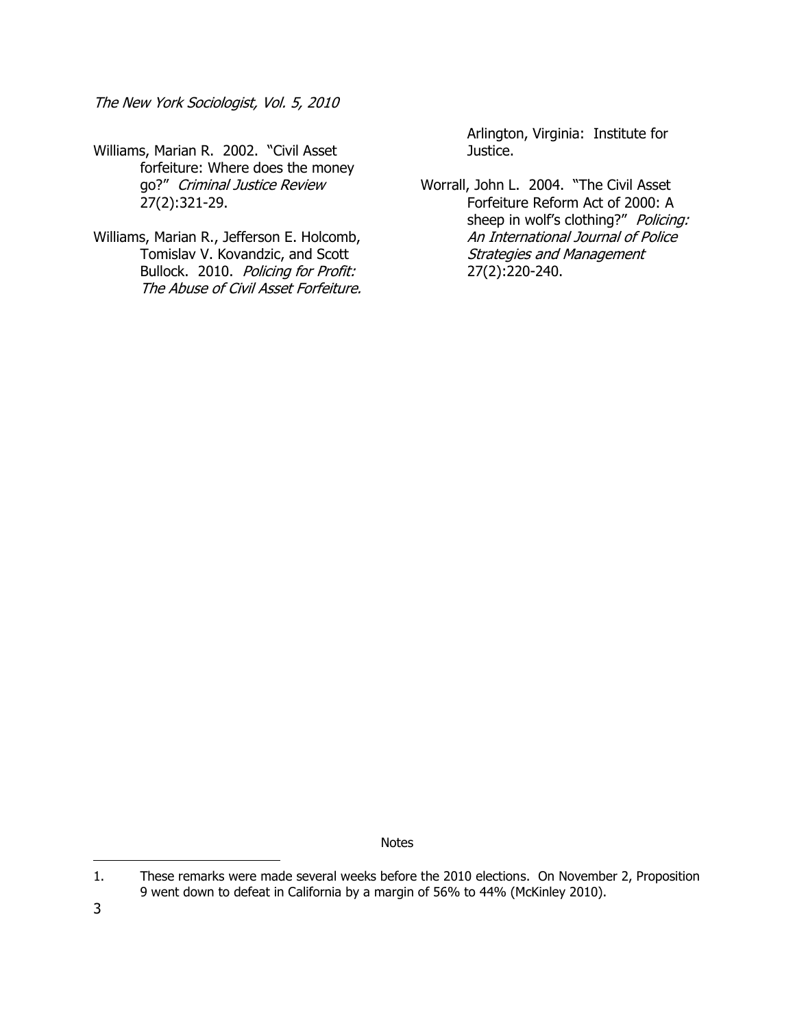Williams, Marian R. 2002. "Civil Asset forfeiture: Where does the money go?" *Criminal Justice Review* 27(2):321-29.

Williams, Marian R., Jefferson E. Holcomb, Tomislav V. Kovandzic, and Scott Bullock. 2010. *Policing for Profit: The Abuse of Civil Asset Forfeiture.* Arlington, Virginia: Institute for Justice.

Worrall, John L. 2004. "The Civil Asset Forfeiture Reform Act of 2000: A sheep in wolf's clothing?" *Policing: An International Journal of Police Strategies and Management* 27(2):220-240.

Notes

1. These remarks were made several weeks before the 2010 elections. On November 2, Proposition 9 went down to defeat in California by a margin of 56% to 44% (McKinley 2010).